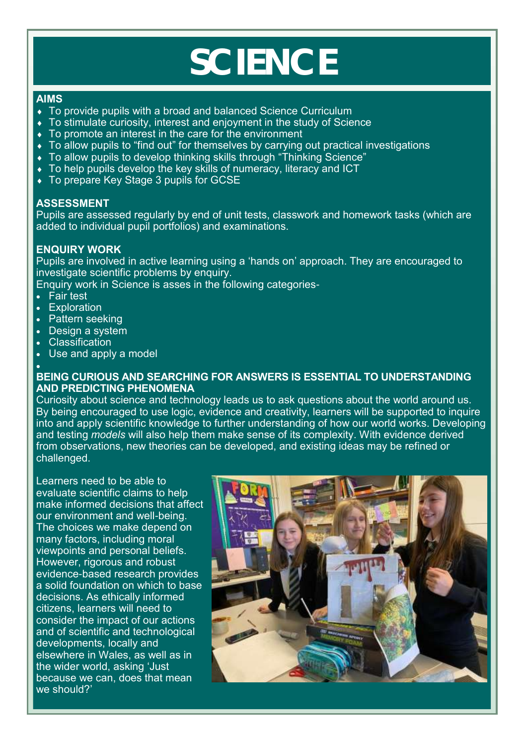# SCIENCE

**AIMS**

- To provide pupils with a broad and balanced Science Curriculum
- To stimulate curiosity, interest and enjoyment in the study of Science
- To promote an interest in the care for the environment
- To allow pupils to "find out" for themselves by carrying out practical investigations
- To allow pupils to develop thinking skills through "Thinking Science"
- To help pupils develop the key skills of numeracy, literacy and ICT
- To prepare Key Stage 3 pupils for GCSE

**ASSESSMENT**

Pupils are assessed regularly by end of unit tests, classwork and homework tasks (which are added to individual pupil portfolios) and examinations.

**ENQUIRY WORK**

Pupils are involved in active learning using a 'hands on' approach. They are encouraged to investigate scientific problems by enquiry.

Enquiry work in Science is asses in the following categories-

- Fair test
- Exploration
- Pattern seeking
- Design a system
- Classification
- Use and apply a model

**BEING CURIOUS AND SEARCHING FOR ANSWERS IS ESSENTIAL TO UNDERSTANDING AND PREDICTING PHENOMENA**

Curiosity about science and technology leads us to ask questions about the world around us. By being encouraged to use logic, evidence and creativity, learners will be supported to inquire into and apply scientific knowledge to further understanding of how our world works. Developing and testing *models* will also help them make sense of its complexity. With evidence derived from observations, new theories can be developed, and existing ideas may be refined or challenged.

Learners need to be able to evaluate scientific claims to help make informed decisions that affect our environment and well-being. The choices we make depend on many factors, including moral viewpoints and personal beliefs. However, rigorous and robust evidence-based research provides a solid foundation on which to base decisions. As ethically informed citizens, learners will need to consider the impact of our actions and of scientific and technological developments, locally and elsewhere in Wales, as well as in the wider world, asking 'Just because we can, does that mean we should?'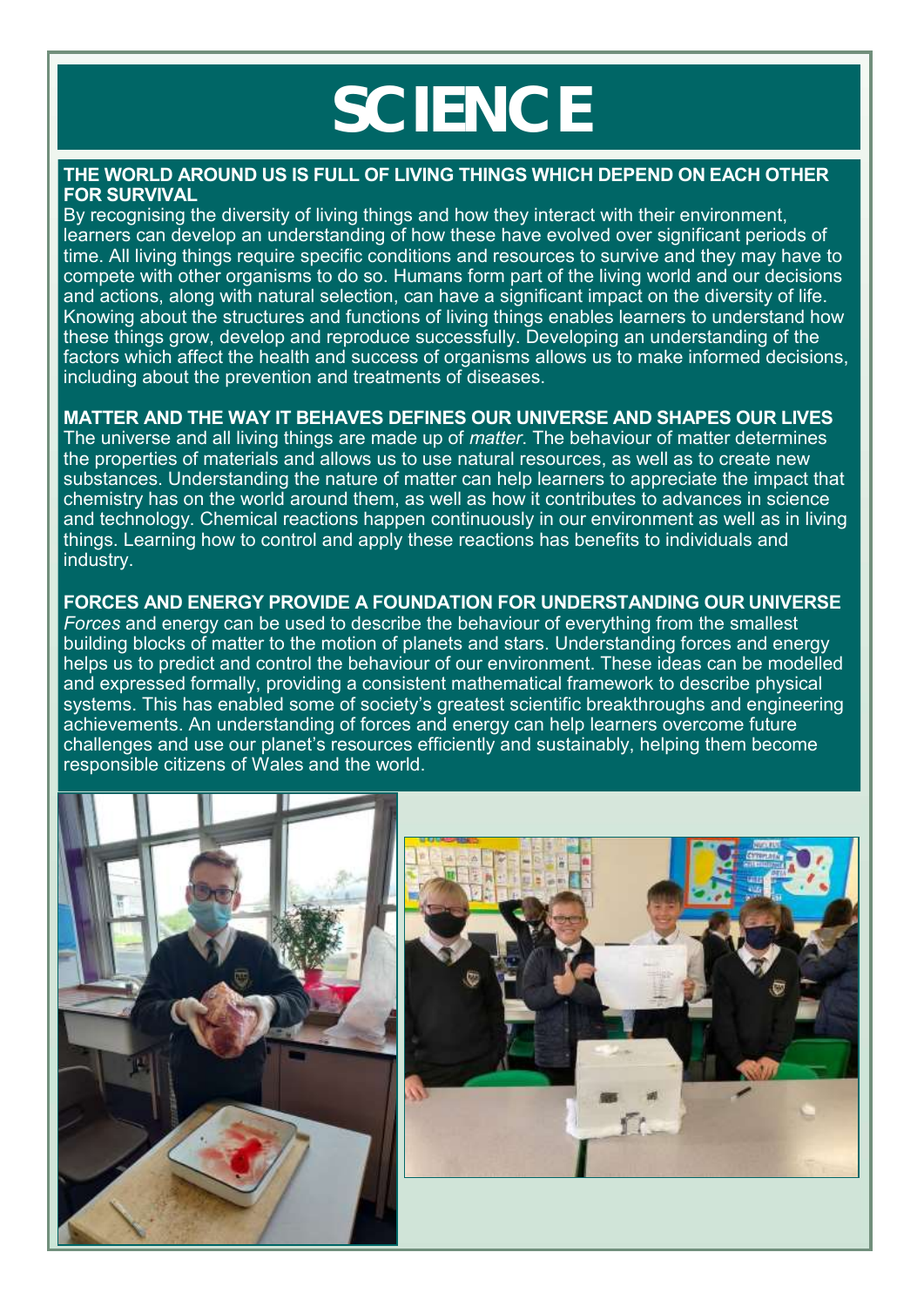# SCIENCE

**THE WORLD AROUND US IS FULL OF LIVING THINGS WHICH DEPEND ON EACH OTHER FOR SURVIVAL**

By recognising the diversity of living things and how they interact with their environment, learners can develop an understanding of how these have evolved over significant periods of time. All living things require specific conditions and resources to survive and they may have to compete with other organisms to do so. Humans form part of the living world and our decisions and actions, along with natural selection, can have a significant impact on the diversity of life. Knowing about the structures and functions of living things enables learners to understand how these things grow, develop and reproduce successfully. Developing an understanding of the factors which affect the health and success of organisms allows us to make informed decisions, including about the prevention and treatments of diseases.

**MATTER AND THE WAY IT BEHAVES DEFINES OUR UNIVERSE AND SHAPES OUR LIVES**

The universe and all living things are made up of *matter*. The behaviour of matter determines the properties of materials and allows us to use natural resources, as well as to create new substances. Understanding the nature of matter can help learners to appreciate the impact that chemistry has on the world around them, as well as how it contributes to advances in science and technology. Chemical reactions happen continuously in our environment as well as in living things. Learning how to control and apply these reactions has benefits to individuals and industry.

**FORCES AND ENERGY PROVIDE A FOUNDATION FOR UNDERSTANDING OUR UNIVERSE**

*Forces* and energy can be used to describe the behaviour of everything from the smallest building blocks of matter to the motion of planets and stars. Understanding forces and energy helps us to predict and control the behaviour of our environment. These ideas can be modelled and expressed formally, providing a consistent mathematical framework to describe physical systems. This has enabled some of society's greatest scientific breakthroughs and engineering achievements. An understanding of forces and energy can help learners overcome future challenges and use our planet's resources efficiently and sustainably, helping them become responsible citizens of Wales and the world.